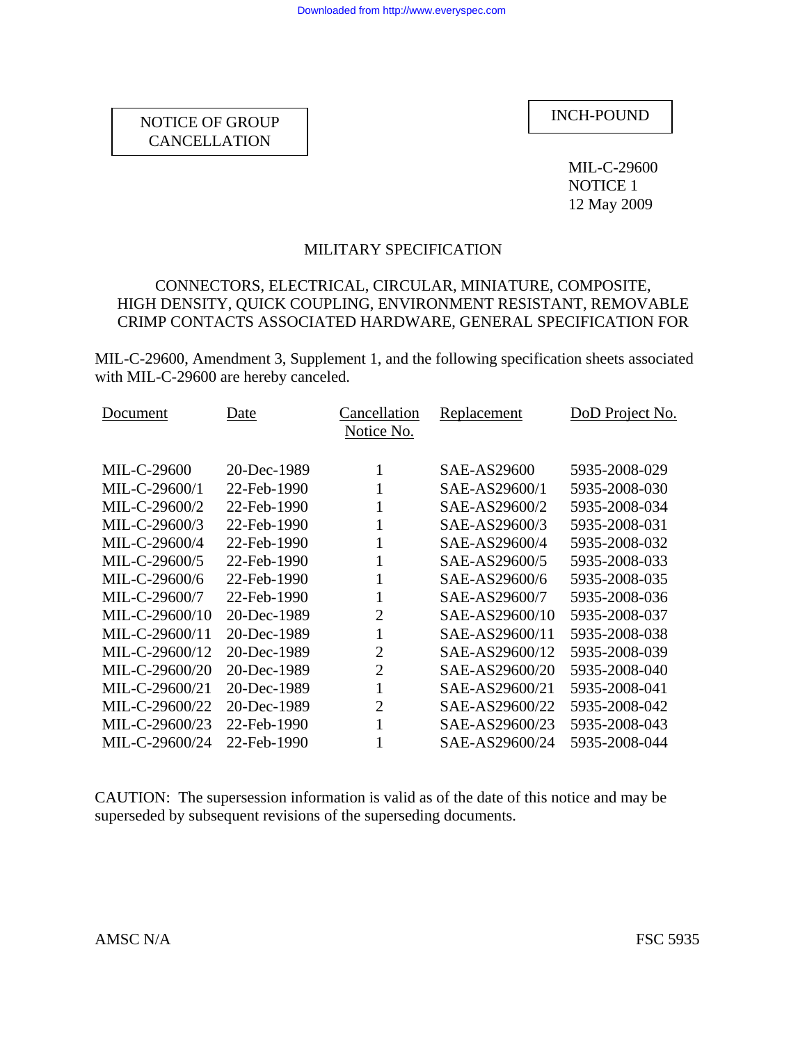NOTICE OF GROUP CANCELLATION

INCH-POUND

MIL-C-29600
NOTICE 1
12 May 2009

# MILITARY SPECIFICATION

## CONNECTORS, ELECTRICAL, CIRCULAR, MINIATURE, COMPOSITE, HIGH DENSITY, QUICK COUPLING, ENVIRONMENT RESISTANT, REMOVABLE CRIMP CONTACTS ASSOCIATED HARDWARE, GENERAL SPECIFICATION FOR

MIL-C-29600, Amendment 3, Supplement 1, and the following specification sheets associated with MIL-C-29600 are hereby canceled.

| Document | Date | Cancellation Notice No. | Replacement | DoD Project No. |
|---|---|---|---|---|
| MIL-C-29600 | 20-Dec-1989 | 1 | SAE-AS29600 | 5935-2008-029 |
| MIL-C-29600/1 | 22-Feb-1990 | 1 | SAE-AS29600/1 | 5935-2008-030 |
| MIL-C-29600/2 | 22-Feb-1990 | 1 | SAE-AS29600/2 | 5935-2008-034 |
| MIL-C-29600/3 | 22-Feb-1990 | 1 | SAE-AS29600/3 | 5935-2008-031 |
| MIL-C-29600/4 | 22-Feb-1990 | 1 | SAE-AS29600/4 | 5935-2008-032 |
| MIL-C-29600/5 | 22-Feb-1990 | 1 | SAE-AS29600/5 | 5935-2008-033 |
| MIL-C-29600/6 | 22-Feb-1990 | 1 | SAE-AS29600/6 | 5935-2008-035 |
| MIL-C-29600/7 | 22-Feb-1990 | 1 | SAE-AS29600/7 | 5935-2008-036 |
| MIL-C-29600/10 | 20-Dec-1989 | 2 | SAE-AS29600/10 | 5935-2008-037 |
| MIL-C-29600/11 | 20-Dec-1989 | 1 | SAE-AS29600/11 | 5935-2008-038 |
| MIL-C-29600/12 | 20-Dec-1989 | 2 | SAE-AS29600/12 | 5935-2008-039 |
| MIL-C-29600/20 | 20-Dec-1989 | 2 | SAE-AS29600/20 | 5935-2008-040 |
| MIL-C-29600/21 | 20-Dec-1989 | 1 | SAE-AS29600/21 | 5935-2008-041 |
| MIL-C-29600/22 | 20-Dec-1989 | 2 | SAE-AS29600/22 | 5935-2008-042 |
| MIL-C-29600/23 | 22-Feb-1990 | 1 | SAE-AS29600/23 | 5935-2008-043 |
| MIL-C-29600/24 | 22-Feb-1990 | 1 | SAE-AS29600/24 | 5935-2008-044 |

CAUTION: The supersession information is valid as of the date of this notice and may be superseded by subsequent revisions of the superseding documents.

AMSC N/A FSC 5935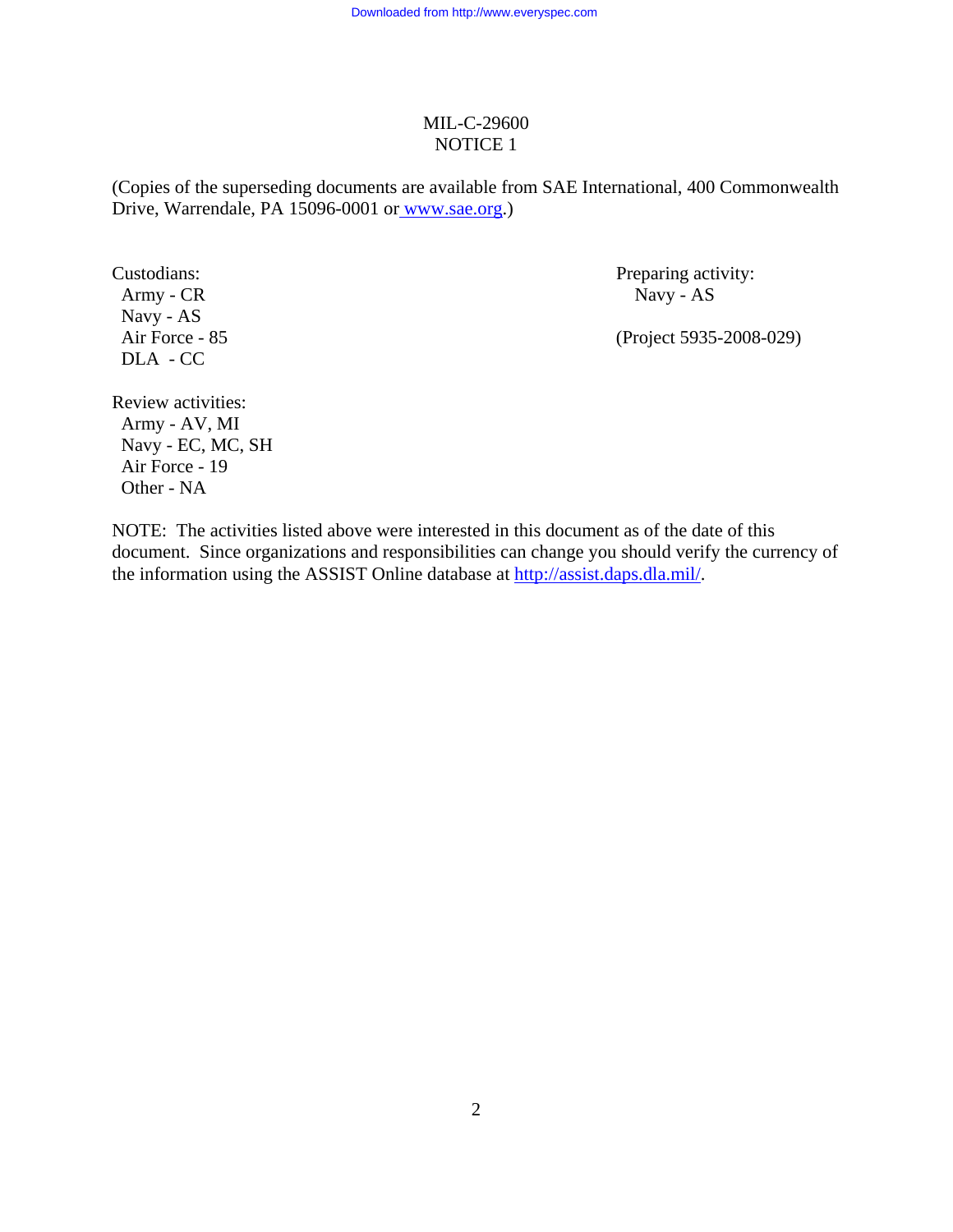MIL-C-29600
NOTICE 1

(Copies of the superseding documents are available from SAE International, 400 Commonwealth Drive, Warrendale, PA 15096-0001 or www.sae.org.)

Custodians:
Army - CR
Navy - AS
Air Force - 85
DLA - CC

Preparing activity:
Navy - AS

(Project 5935-2008-029)

Review activities:
Army - AV, MI
Navy - EC, MC, SH
Air Force - 19
Other - NA

NOTE: The activities listed above were interested in this document as of the date of this document. Since organizations and responsibilities can change you should verify the currency of the information using the ASSIST Online database at http://assist.daps.dla.mil/.